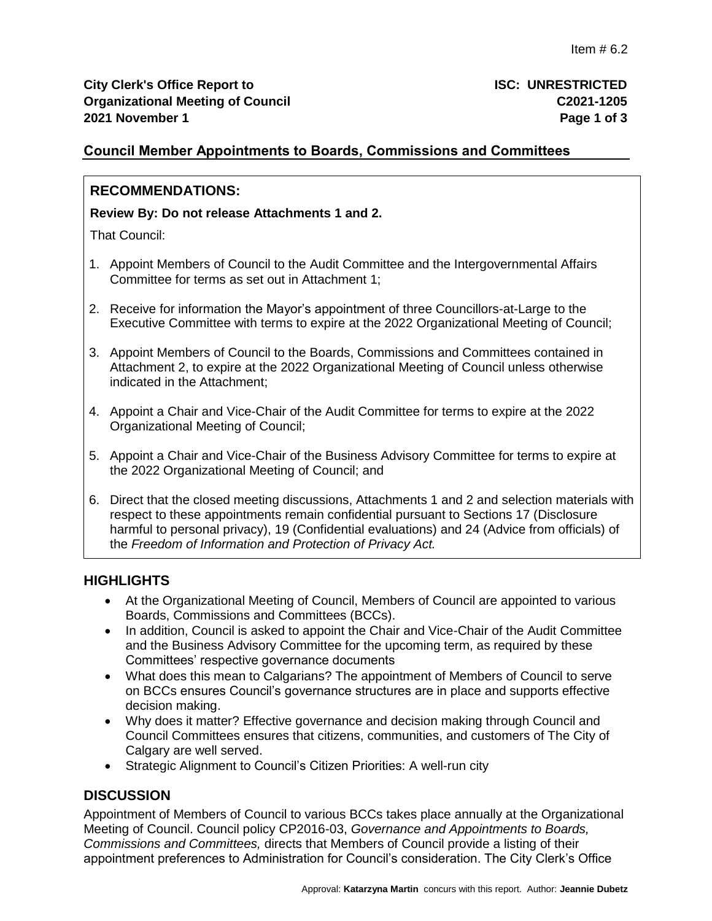Item # 6.2

**City Clerk's Office Report to Organizational Meeting of Council**
**2021 November 1**

**ISC: UNRESTRICTED**
**C2021-1205**

## Council Member Appointments to Boards, Commissions and Committees

### RECOMMENDATIONS:

**Review By: Do not release Attachments 1 and 2.**

That Council:

1. Appoint Members of Council to the Audit Committee and the Intergovernmental Affairs Committee for terms as set out in Attachment 1;
2. Receive for information the Mayor's appointment of three Councillors-at-Large to the Executive Committee with terms to expire at the 2022 Organizational Meeting of Council;
3. Appoint Members of Council to the Boards, Commissions and Committees contained in Attachment 2, to expire at the 2022 Organizational Meeting of Council unless otherwise indicated in the Attachment;
4. Appoint a Chair and Vice-Chair of the Audit Committee for terms to expire at the 2022 Organizational Meeting of Council;
5. Appoint a Chair and Vice-Chair of the Business Advisory Committee for terms to expire at the 2022 Organizational Meeting of Council; and
6. Direct that the closed meeting discussions, Attachments 1 and 2 and selection materials with respect to these appointments remain confidential pursuant to Sections 17 (Disclosure harmful to personal privacy), 19 (Confidential evaluations) and 24 (Advice from officials) of the *Freedom of Information and Protection of Privacy Act.*

## HIGHLIGHTS

- At the Organizational Meeting of Council, Members of Council are appointed to various Boards, Commissions and Committees (BCCs).
- In addition, Council is asked to appoint the Chair and Vice-Chair of the Audit Committee and the Business Advisory Committee for the upcoming term, as required by these Committees' respective governance documents
- What does this mean to Calgarians? The appointment of Members of Council to serve on BCCs ensures Council's governance structures are in place and supports effective decision making.
- Why does it matter? Effective governance and decision making through Council and Council Committees ensures that citizens, communities, and customers of The City of Calgary are well served.
- Strategic Alignment to Council's Citizen Priorities: A well-run city

## DISCUSSION

Appointment of Members of Council to various BCCs takes place annually at the Organizational Meeting of Council. Council policy CP2016-03, *Governance and Appointments to Boards, Commissions and Committees,* directs that Members of Council provide a listing of their appointment preferences to Administration for Council's consideration. The City Clerk's Office

Approval: **Katarzyna Martin** concurs with this report. Author: **Jeannie Dubetz**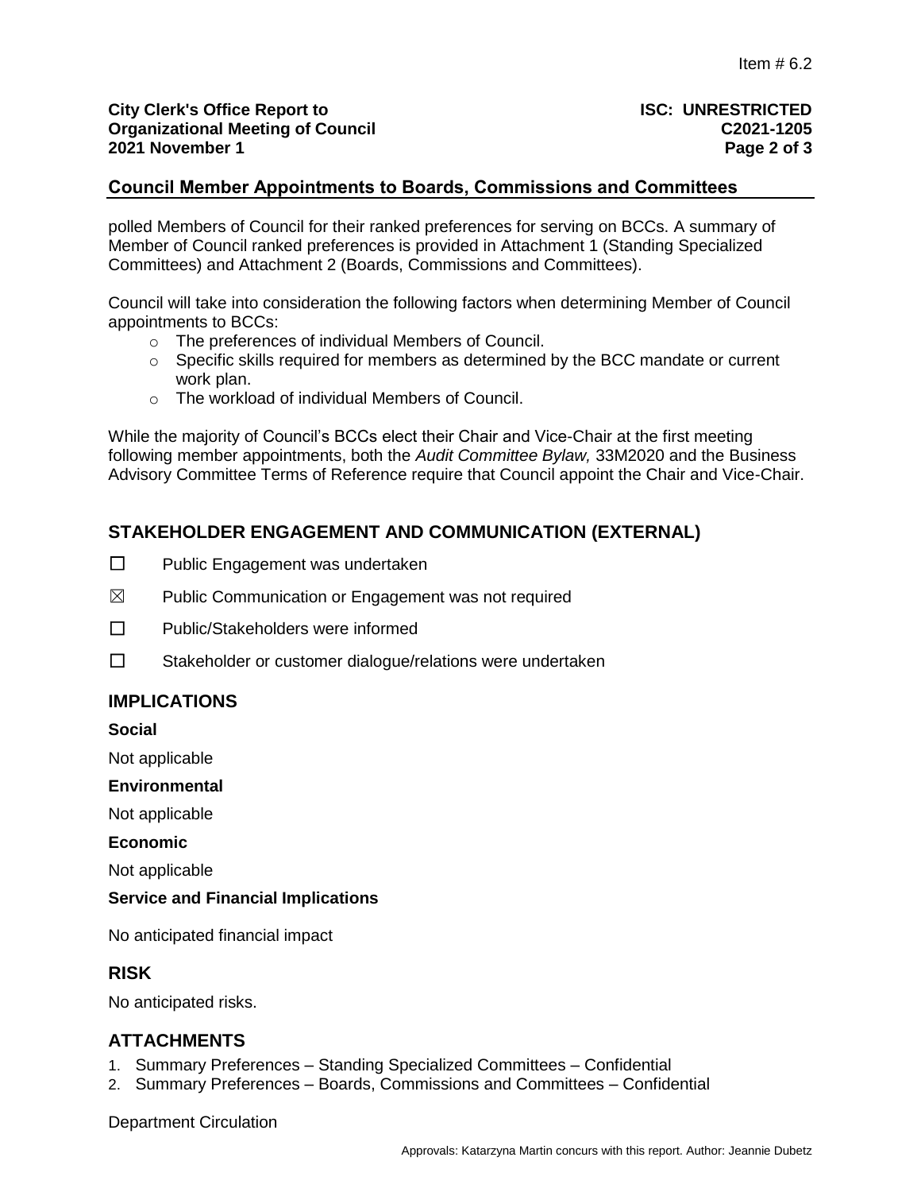## Council Member Appointments to Boards, Commissions and Committees

polled Members of Council for their ranked preferences for serving on BCCs. A summary of Member of Council ranked preferences is provided in Attachment 1 (Standing Specialized Committees) and Attachment 2 (Boards, Commissions and Committees).

Council will take into consideration the following factors when determining Member of Council appointments to BCCs:

- The preferences of individual Members of Council.
- Specific skills required for members as determined by the BCC mandate or current work plan.
- The workload of individual Members of Council.

While the majority of Council's BCCs elect their Chair and Vice-Chair at the first meeting following member appointments, both the *Audit Committee Bylaw,* 33M2020 and the Business Advisory Committee Terms of Reference require that Council appoint the Chair and Vice-Chair.

## STAKEHOLDER ENGAGEMENT AND COMMUNICATION (EXTERNAL)

☐ Public Engagement was undertaken

☒ Public Communication or Engagement was not required

☐ Public/Stakeholders were informed

☐ Stakeholder or customer dialogue/relations were undertaken

## IMPLICATIONS

**Social**

Not applicable

**Environmental**

Not applicable

**Economic**

Not applicable

**Service and Financial Implications**

No anticipated financial impact

## RISK

No anticipated risks.

## ATTACHMENTS

1. Summary Preferences – Standing Specialized Committees – Confidential
2. Summary Preferences – Boards, Commissions and Committees – Confidential

Department Circulation

Approvals: Katarzyna Martin concurs with this report. Author: Jeannie Dubetz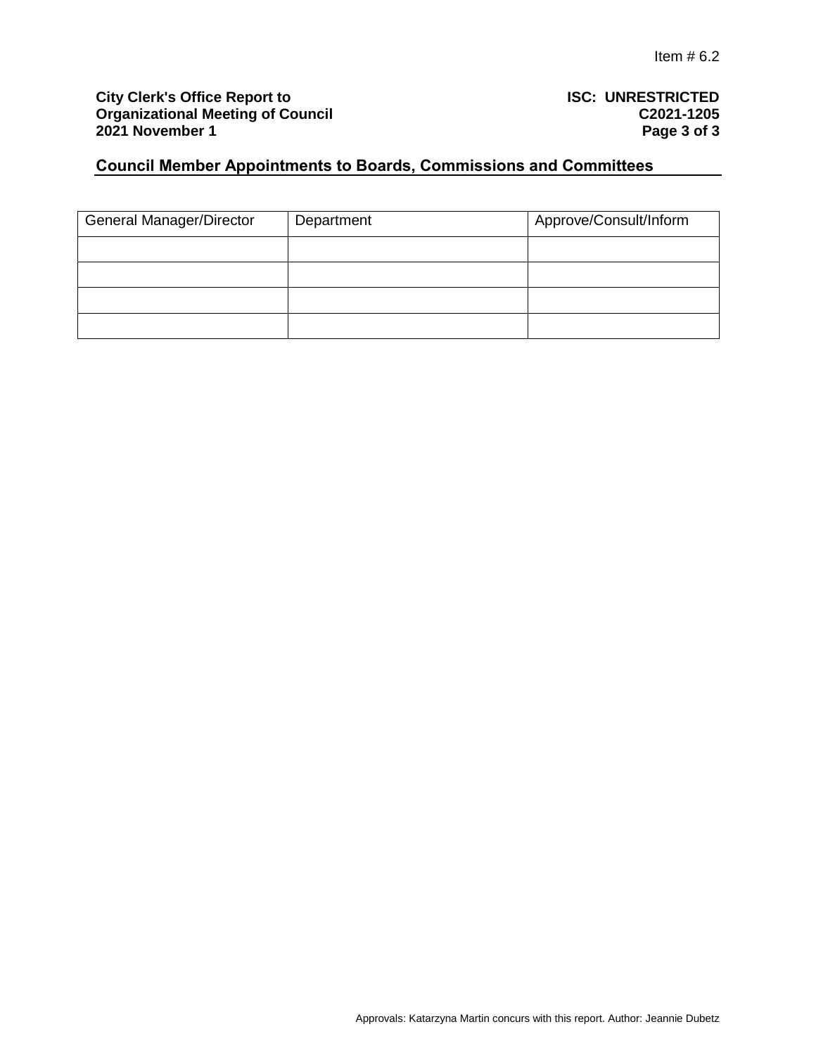## Council Member Appointments to Boards, Commissions and Committees

| General Manager/Director | Department | Approve/Consult/Inform |
| --- | --- | --- |
| | | |
| | | |
| | | |
| | | |

Approvals: Katarzyna Martin concurs with this report. Author: Jeannie Dubetz